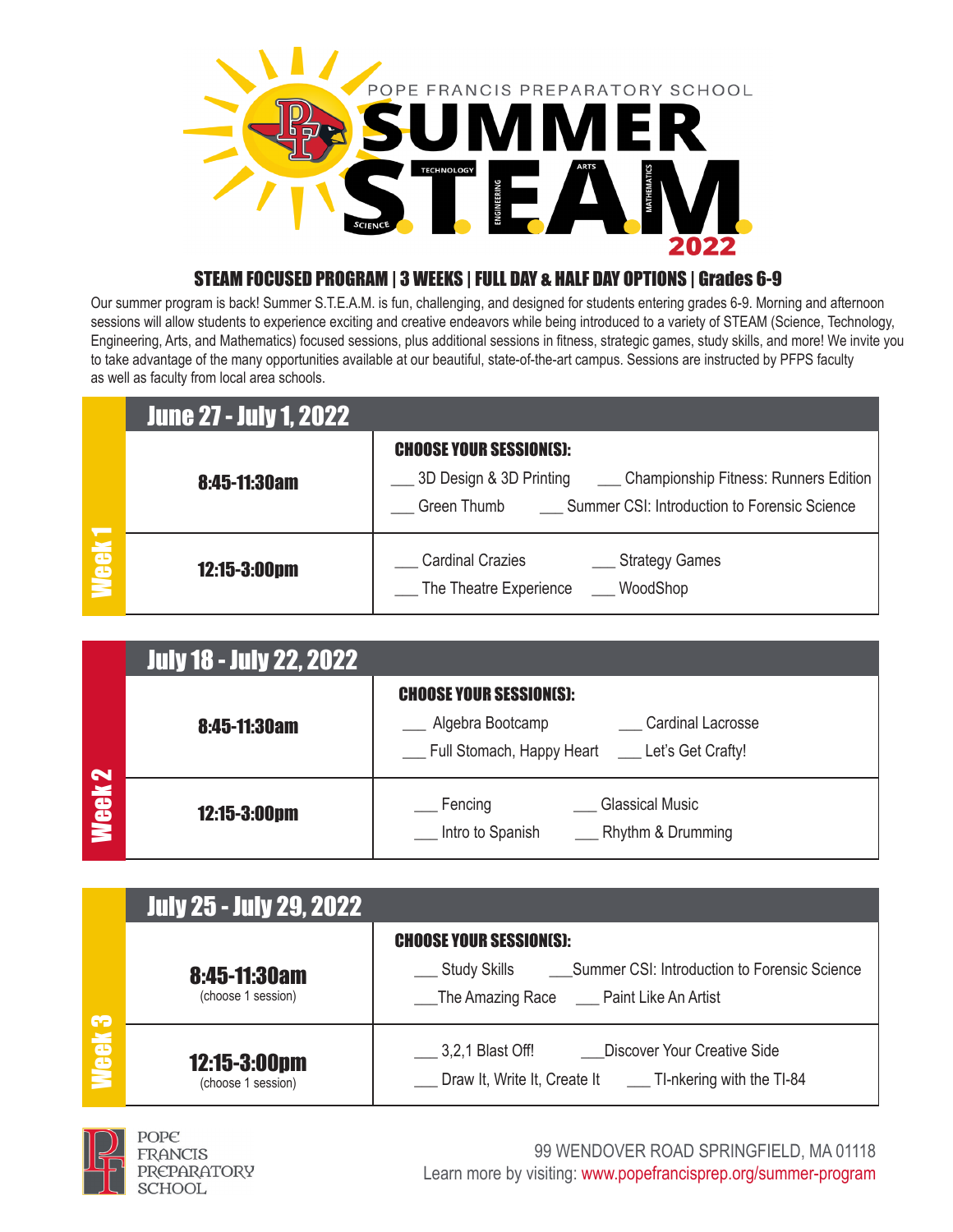# POPE FRANCIS PREPARATORY SCHOOL SUMMER STEAM 2022

## STEAM FOCUSED PROGRAM | 3 WEEKS | FULL DAY & HALF DAY OPTIONS | Grades 6-9

Our summer program is back! Summer S.T.E.A.M. is fun, challenging, and designed for students entering grades 6-9. Morning and afternoon sessions will allow students to experience exciting and creative endeavors while being introduced to a variety of STEAM (Science, Technology, Engineering, Arts, and Mathematics) focused sessions, plus additional sessions in fitness, strategic games, study skills, and more! We invite you to take advantage of the many opportunities available at our beautiful, state-of-the-art campus. Sessions are instructed by PFPS faculty as well as faculty from local area schools.

### Week 1: June 27 - July 1, 2022

| Time | CHOOSE YOUR SESSION(S): |
|---|---|
| 8:45-11:30am | ___ 3D Design & 3D Printing<br>___ Championship Fitness: Runners Edition<br>___ Green Thumb<br>___ Summer CSI: Introduction to Forensic Science |
| 12:15-3:00pm | ___ Cardinal Crazies<br>___ Strategy Games<br>___ The Theatre Experience<br>___ WoodShop |

### Week 2: July 18 - July 22, 2022

| Time | CHOOSE YOUR SESSION(S): |
|---|---|
| 8:45-11:30am | ___ Algebra Bootcamp<br>___ Cardinal Lacrosse<br>___ Full Stomach, Happy Heart<br>___ Let's Get Crafty! |
| 12:15-3:00pm | ___ Fencing<br>___ Glassical Music<br>___ Intro to Spanish<br>___ Rhythm & Drumming |

### Week 3: July 25 - July 29, 2022

| Time | CHOOSE YOUR SESSION(S): |
|---|---|
| 8:45-11:30am (choose 1 session) | ___ Study Skills<br>___ Summer CSI: Introduction to Forensic Science<br>___ The Amazing Race<br>___ Paint Like An Artist |
| 12:15-3:00pm (choose 1 session) | ___ 3,2,1 Blast Off!<br>___ Discover Your Creative Side<br>___ Draw It, Write It, Create It<br>___ TI-nkering with the TI-84 |

POPE FRANCIS PREPARATORY SCHOOL

99 WENDOVER ROAD SPRINGFIELD, MA 01118

Learn more by visiting: www.popefrancisprep.org/summer-program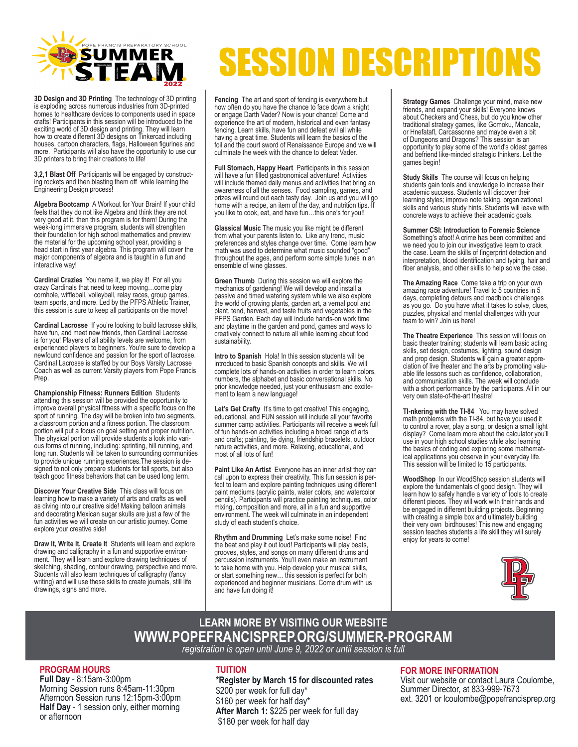# SESSION DESCRIPTIONS

**3D Design and 3D Printing** The technology of 3D printing is exploding across numerous industries from 3D-printed homes to healthcare devices to components used in space crafts! Participants in this session will be introduced to the exciting world of 3D design and printing. They will learn how to create different 3D designs on Tinkercad including houses, cartoon characters, flags, Halloween figurines and more. Participants will also have the opportunity to use our 3D printers to bring their creations to life!

**3,2,1 Blast Off** Participants will be engaged by constructing rockets and then blasting them off while learning the Engineering Design process!

**Algebra Bootcamp** A Workout for Your Brain! If your child feels that they do not like Algebra and think they are not very good at it, then this program is for them! During the week-long immersive program, students will strenghten their foundation for high school mathematics and preview the material for the upcoming school year, providing a head start in first year algebra. This program will cover the major components of algebra and is taught in a fun and interactive way!

**Cardinal Crazies** You name it, we play it! For all you crazy Cardinals that need to keep moving…come play cornhole, wiffleball, volleyball, relay races, group games, team sports, and more. Led by the PFPS Athletic Trainer, this session is sure to keep all participants on the move!

**Cardinal Lacrosse** If you're looking to build lacrosse skills, have fun, and meet new friends, then Cardinal Lacrosse is for you! Players of all ability levels are welcome, from experienced players to beginners. You're sure to develop a newfound confidence and passion for the sport of lacrosse. Cardinal Lacrosse is staffed by our Boys Varsity Lacrosse Coach as well as current Varsity players from Pope Francis Prep.

**Championship Fitness: Runners Edition** Students attending this session will be provided the opportunity to improve overall physical fitness with a specific focus on the sport of running. The day will be broken into two segments, a classroom portion and a fitness portion. The classroom portion will put a focus on goal setting and proper nutrition. The physical portion will provide students a look into various forms of running, including: sprinting, hill running, and long run. Students will be taken to surrounding communities to provide unique running experiences.The session is designed to not only prepare students for fall sports, but also teach good fitness behaviors that can be used long term.

**Discover Your Creative Side** This class will focus on learning how to make a variety of arts and crafts as well as diving into our creative side! Making balloon animals and decorating Mexican sugar skulls are just a few of the fun activities we will create on our artistic journey. Come explore your creative side!

**Draw It, Write It, Create It** Students will learn and explore drawing and calligraphy in a fun and supportive environment. They will learn and explore drawing techniques of sketching, shading, contour drawing, perspective and more. Students will also learn techniques of calligraphy (fancy writing) and will use these skills to create journals, still life drawings, signs and more.

**Fencing** The art and sport of fencing is everywhere but how often do you have the chance to face down a knight or engage Darth Vader? Now is your chance! Come and experience the art of modern, historical and even fantasy fencing. Learn skills, have fun and defeat evil all while having a great time. Students will learn the basics of the foil and the court sword of Renaissance Europe and we will culminate the week with the chance to defeat Vader.

**Full Stomach, Happy Heart** Participants in this session will have a fun filled gastronomical adventure! Activities will include themed daily menus and activities that bring an awareness of all the senses. Food sampling, games, and prizes will round out each tasty day. Join us and you will go home with a recipe, an item of the day, and nutrition tips. If you like to cook, eat, and have fun…this one's for you!!

**Glassical Music** The music you like might be different from what your parents listen to. Like any trend, music preferences and styles change over time. Come learn how math was used to determine what music sounded "good" throughout the ages, and perform some simple tunes in an ensemble of wine glasses.

**Green Thumb** During this session we will explore the mechanics of gardening! We will develop and install a passive and timed watering system while we also explore the world of growing plants, garden art, a vernal pool and plant, tend, harvest, and taste fruits and vegetables in the PFPS Garden. Each day will include hands-on work time and playtime in the garden and pond, games and ways to creatively connect to nature all while learning about food sustainability.

**Intro to Spanish** Hola! In this session students will be introduced to basic Spanish concepts and skills. We will complete lots of hands-on activities in order to learn colors, numbers, the alphabet and basic conversational skills. No prior knowledge needed, just your enthusiasm and excitement to learn a new language!

**Let's Get Crafty** It's time to get creative! This engaging, educational, and FUN session will include all your favorite summer camp activities. Participants will receive a week full of fun hands-on activities including a broad range of arts and crafts; painting, tie dying, friendship bracelets, outdoor nature activities, and more. Relaxing, educational, and most of all lots of fun!

**Paint Like An Artist** Everyone has an inner artist they can call upon to express their creativity. This fun session is perfect to learn and explore painting techniques using different paint mediums (acrylic paints, water colors, and watercolor pencils). Participants will practice painting techniques, color mixing, composition and more, all in a fun and supportive environment. The week will culminate in an independent study of each student's choice.

**Rhythm and Drumming** Let's make some noise! Find the beat and play it out loud! Participants will play beats, grooves, styles, and songs on many different drums and percussion instruments. You'll even make an instrument to take home with you. Help develop your musical skills, or start something new… this session is perfect for both experienced and beginner musicians. Come drum with us and have fun doing it!

**Strategy Games** Challenge your mind, make new friends, and expand your skills! Everyone knows about Checkers and Chess, but do you know other traditional strategy games, like Gomoku, Mancala, or Hnefatafl, Carcassonne and maybe even a bit of Dungeons and Dragons? This session is an opportunity to play some of the world's oldest games and befriend like-minded strategic thinkers. Let the games begin!

**Study Skills** The course will focus on helping students gain tools and knowledge to increase their academic success. Students will discover their learning styles; improve note taking, organizational skills and various study hints. Students will leave with concrete ways to achieve their academic goals.

**Summer CSI: Introduction to Forensic Science** Something's afoot! A crime has been committed and we need you to join our investigative team to crack the case. Learn the skills of fingerprint detection and interpretation, blood identification and typing, hair and fiber analysis, and other skills to help solve the case.

**The Amazing Race** Come take a trip on your own amazing race adventure! Travel to 5 countries in 5 days, completing detours and roadblock challenges as you go. Do you have what it takes to solve, clues, puzzles, physical and mental challenges with your team to win? Join us here!

**The Theatre Experience** This session will focus on basic theater training; students will learn basic acting skills, set design, costumes, lighting, sound design and prop design. Students will gain a greater appreciation of live theater and the arts by promoting valuable life lessons such as confidence, collaboration, and communication skills. The week will conclude with a short performance by the participants. All in our very own state-of-the-art theatre!

**TI-nkering with the TI-84** You may have solved math problems with the TI-84, but have you used it to control a rover, play a song, or design a small light display? Come learn more about the calculator you'll use in your high school studies while also learning the basics of coding and exploring some mathematical applications you observe in your everyday life. This session will be limited to 15 participants.

**WoodShop** In our WoodShop session students will explore the fundamentals of good design. They will learn how to safely handle a variety of tools to create different pieces. They will work with their hands and be engaged in different building projects. Beginning with creating a simple box and ultimately building their very own birdhouses! This new and engaging session teaches students a life skill they will surely enjoy for years to come!

## LEARN MORE BY VISITING OUR WEBSITE
## WWW.POPEFRANCISPREP.ORG/SUMMER-PROGRAM

*registration is open until June 9, 2022 or until session is full*

### PROGRAM HOURS

**Full Day** - 8:15am-3:00pm
Morning Session runs 8:45am-11:30pm
Afternoon Session runs 12:15pm-3:00pm
**Half Day** - 1 session only, either morning or afternoon

### TUITION

**\*Register by March 15 for discounted rates**
$200 per week for full day*
$160 per week for half day*
**After March 1:** $225 per week for full day
$180 per week for half day

### FOR MORE INFORMATION

Visit our website or contact Laura Coulombe, Summer Director, at 833-999-7673 ext. 3201 or lcoulombe@popefrancisprep.org